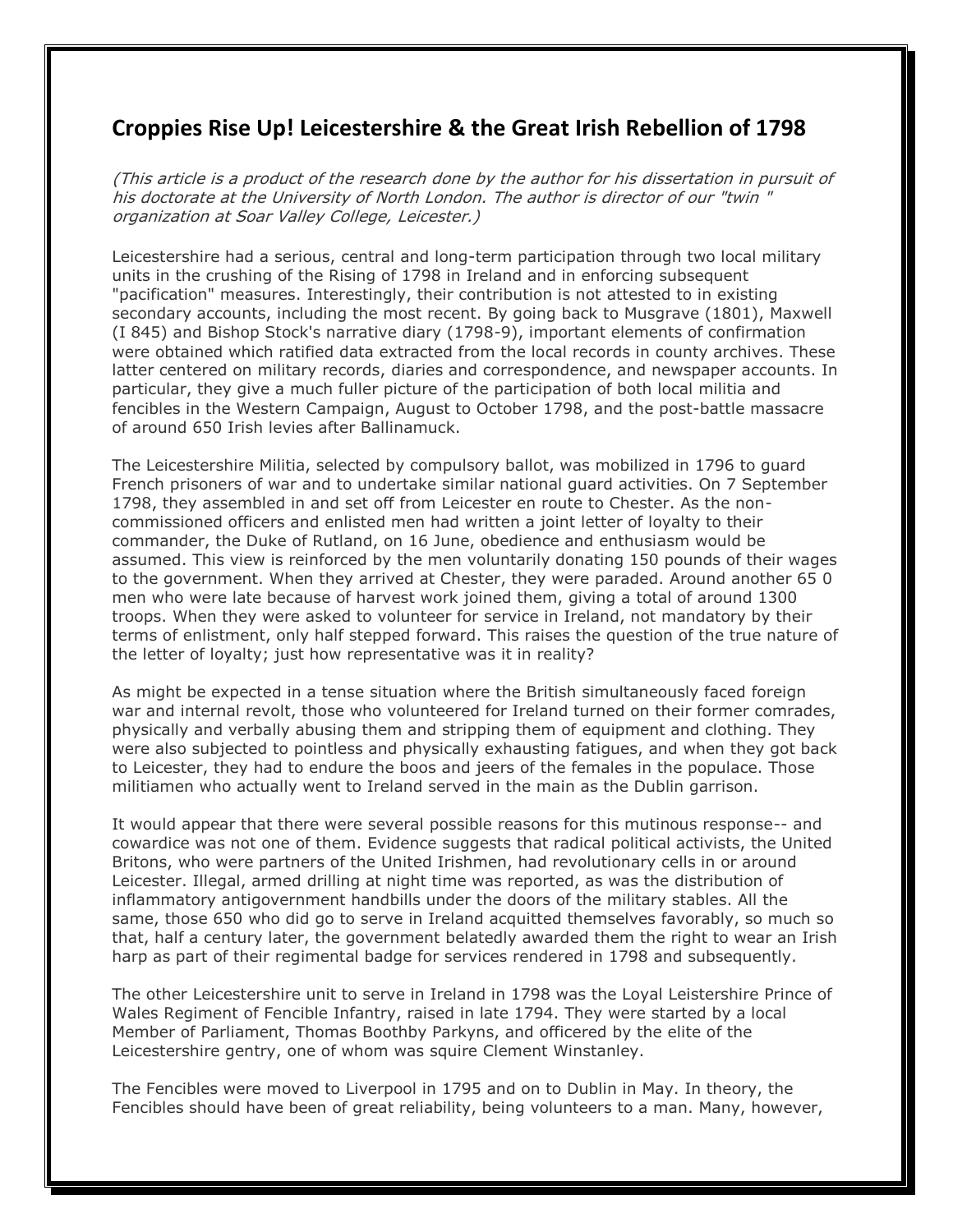## Croppies Rise Up! Leicestershire & the Great Irish Rebellion of 1798

*(This article is a product of the research done by the author for his dissertation in pursuit of his doctorate at the University of North London. The author is director of our "twin " organization at Soar Valley College, Leicester.)*

Leicestershire had a serious, central and long-term participation through two local military units in the crushing of the Rising of 1798 in Ireland and in enforcing subsequent "pacification" measures. Interestingly, their contribution is not attested to in existing secondary accounts, including the most recent. By going back to Musgrave (1801), Maxwell (I 845) and Bishop Stock's narrative diary (1798-9), important elements of confirmation were obtained which ratified data extracted from the local records in county archives. These latter centered on military records, diaries and correspondence, and newspaper accounts. In particular, they give a much fuller picture of the participation of both local militia and fencibles in the Western Campaign, August to October 1798, and the post-battle massacre of around 650 Irish levies after Ballinamuck.

The Leicestershire Militia, selected by compulsory ballot, was mobilized in 1796 to guard French prisoners of war and to undertake similar national guard activities. On 7 September 1798, they assembled in and set off from Leicester en route to Chester. As the non-commissioned officers and enlisted men had written a joint letter of loyalty to their commander, the Duke of Rutland, on 16 June, obedience and enthusiasm would be assumed. This view is reinforced by the men voluntarily donating 150 pounds of their wages to the government. When they arrived at Chester, they were paraded. Around another 65 0 men who were late because of harvest work joined them, giving a total of around 1300 troops. When they were asked to volunteer for service in Ireland, not mandatory by their terms of enlistment, only half stepped forward. This raises the question of the true nature of the letter of loyalty; just how representative was it in reality?

As might be expected in a tense situation where the British simultaneously faced foreign war and internal revolt, those who volunteered for Ireland turned on their former comrades, physically and verbally abusing them and stripping them of equipment and clothing. They were also subjected to pointless and physically exhausting fatigues, and when they got back to Leicester, they had to endure the boos and jeers of the females in the populace. Those militiamen who actually went to Ireland served in the main as the Dublin garrison.

It would appear that there were several possible reasons for this mutinous response-- and cowardice was not one of them. Evidence suggests that radical political activists, the United Britons, who were partners of the United Irishmen, had revolutionary cells in or around Leicester. Illegal, armed drilling at night time was reported, as was the distribution of inflammatory antigovernment handbills under the doors of the military stables. All the same, those 650 who did go to serve in Ireland acquitted themselves favorably, so much so that, half a century later, the government belatedly awarded them the right to wear an Irish harp as part of their regimental badge for services rendered in 1798 and subsequently.

The other Leicestershire unit to serve in Ireland in 1798 was the Loyal Leistershire Prince of Wales Regiment of Fencible Infantry, raised in late 1794. They were started by a local Member of Parliament, Thomas Boothby Parkyns, and officered by the elite of the Leicestershire gentry, one of whom was squire Clement Winstanley.

The Fencibles were moved to Liverpool in 1795 and on to Dublin in May. In theory, the Fencibles should have been of great reliability, being volunteers to a man. Many, however,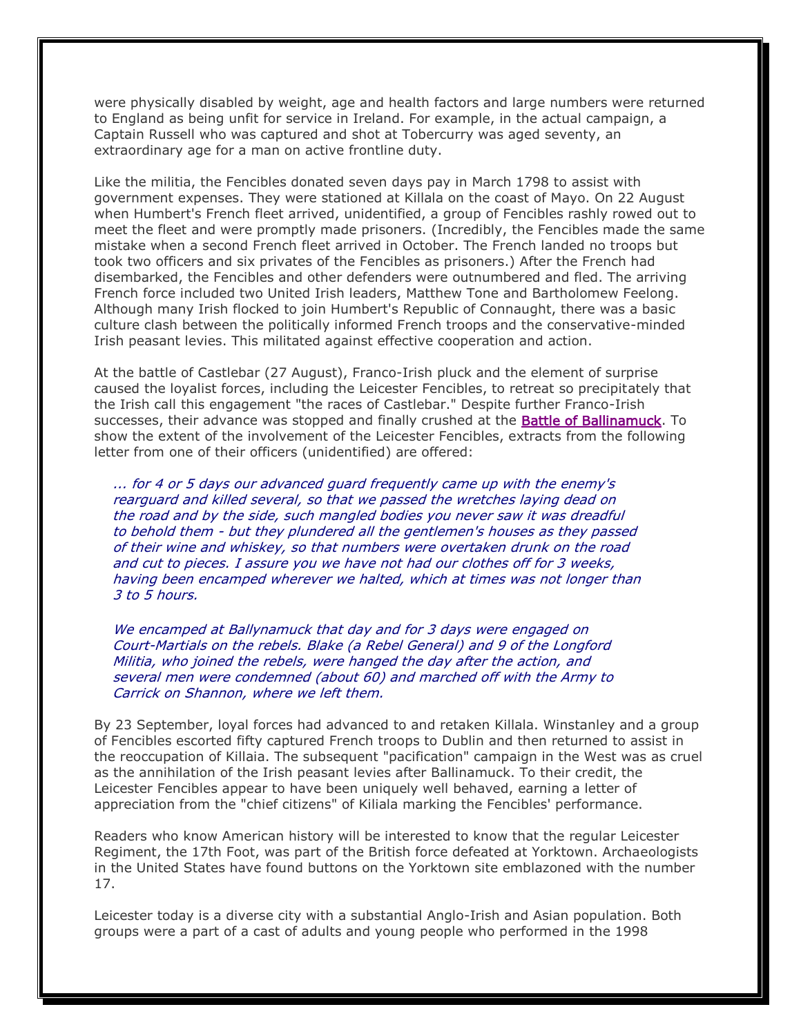were physically disabled by weight, age and health factors and large numbers were returned to England as being unfit for service in Ireland. For example, in the actual campaign, a Captain Russell who was captured and shot at Tobercurry was aged seventy, an extraordinary age for a man on active frontline duty.

Like the militia, the Fencibles donated seven days pay in March 1798 to assist with government expenses. They were stationed at Killala on the coast of Mayo. On 22 August when Humbert's French fleet arrived, unidentified, a group of Fencibles rashly rowed out to meet the fleet and were promptly made prisoners. (Incredibly, the Fencibles made the same mistake when a second French fleet arrived in October. The French landed no troops but took two officers and six privates of the Fencibles as prisoners.) After the French had disembarked, the Fencibles and other defenders were outnumbered and fled. The arriving French force included two United Irish leaders, Matthew Tone and Bartholomew Feelong. Although many Irish flocked to join Humbert's Republic of Connaught, there was a basic culture clash between the politically informed French troops and the conservative-minded Irish peasant levies. This militated against effective cooperation and action.

At the battle of Castlebar (27 August), Franco-Irish pluck and the element of surprise caused the loyalist forces, including the Leicester Fencibles, to retreat so precipitately that the Irish call this engagement "the races of Castlebar." Despite further Franco-Irish successes, their advance was stopped and finally crushed at the **Battle of Ballinamuck**. To show the extent of the involvement of the Leicester Fencibles, extracts from the following letter from one of their officers (unidentified) are offered:

> *... for 4 or 5 days our advanced guard frequently came up with the enemy's rearguard and killed several, so that we passed the wretches laying dead on the road and by the side, such mangled bodies you never saw it was dreadful to behold them - but they plundered all the gentlemen's houses as they passed of their wine and whiskey, so that numbers were overtaken drunk on the road and cut to pieces. I assure you we have not had our clothes off for 3 weeks, having been encamped wherever we halted, which at times was not longer than 3 to 5 hours.*
>
> *We encamped at Ballynamuck that day and for 3 days were engaged on Court-Martials on the rebels. Blake (a Rebel General) and 9 of the Longford Militia, who joined the rebels, were hanged the day after the action, and several men were condemned (about 60) and marched off with the Army to Carrick on Shannon, where we left them.*

By 23 September, loyal forces had advanced to and retaken Killala. Winstanley and a group of Fencibles escorted fifty captured French troops to Dublin and then returned to assist in the reoccupation of Killaia. The subsequent "pacification" campaign in the West was as cruel as the annihilation of the Irish peasant levies after Ballinamuck. To their credit, the Leicester Fencibles appear to have been uniquely well behaved, earning a letter of appreciation from the "chief citizens" of Kiliala marking the Fencibles' performance.

Readers who know American history will be interested to know that the regular Leicester Regiment, the 17th Foot, was part of the British force defeated at Yorktown. Archaeologists in the United States have found buttons on the Yorktown site emblazoned with the number 17.

Leicester today is a diverse city with a substantial Anglo-Irish and Asian population. Both groups were a part of a cast of adults and young people who performed in the 1998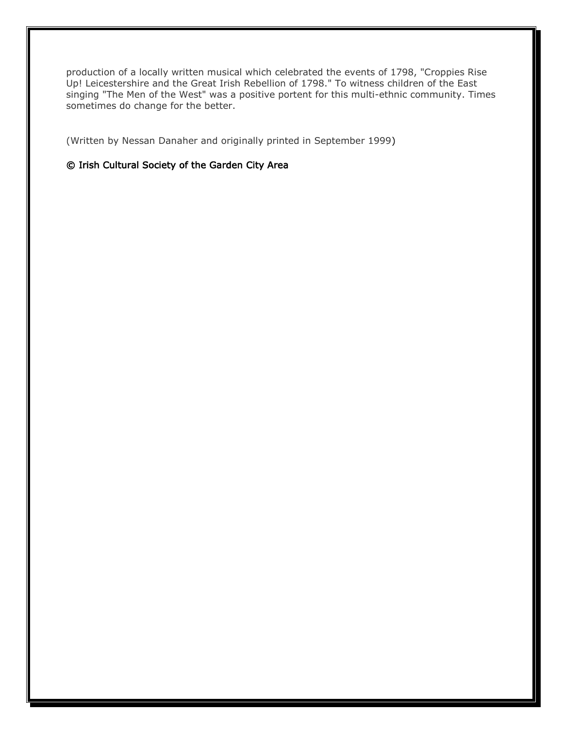production of a locally written musical which celebrated the events of 1798, "Croppies Rise Up! Leicestershire and the Great Irish Rebellion of 1798." To witness children of the East singing "The Men of the West" was a positive portent for this multi-ethnic community. Times sometimes do change for the better.

(Written by Nessan Danaher and originally printed in September 1999)

© Irish Cultural Society of the Garden City Area